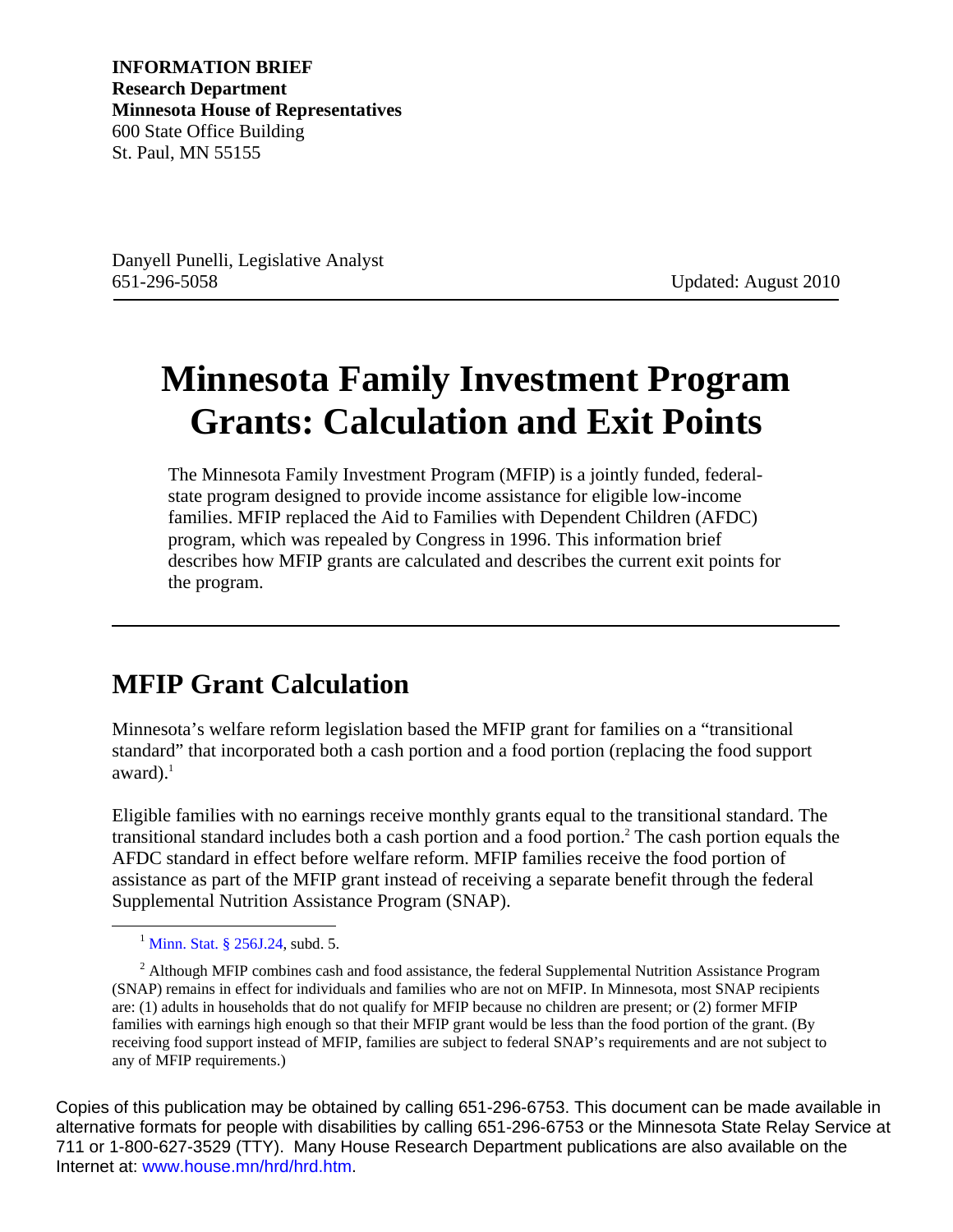**INFORMATION BRIEF**
**Research Department**
**Minnesota House of Representatives**
600 State Office Building
St. Paul, MN 55155

Danyell Punelli, Legislative Analyst
651-296-5058

Updated: August 2010

# Minnesota Family Investment Program Grants: Calculation and Exit Points

The Minnesota Family Investment Program (MFIP) is a jointly funded, federal-state program designed to provide income assistance for eligible low-income families. MFIP replaced the Aid to Families with Dependent Children (AFDC) program, which was repealed by Congress in 1996. This information brief describes how MFIP grants are calculated and describes the current exit points for the program.

---

## MFIP Grant Calculation

Minnesota's welfare reform legislation based the MFIP grant for families on a "transitional standard" that incorporated both a cash portion and a food portion (replacing the food support award).[1]

Eligible families with no earnings receive monthly grants equal to the transitional standard. The transitional standard includes both a cash portion and a food portion.[2] The cash portion equals the AFDC standard in effect before welfare reform. MFIP families receive the food portion of assistance as part of the MFIP grant instead of receiving a separate benefit through the federal Supplemental Nutrition Assistance Program (SNAP).

[1] Minn. Stat. § 256J.24, subd. 5.

[2] Although MFIP combines cash and food assistance, the federal Supplemental Nutrition Assistance Program (SNAP) remains in effect for individuals and families who are not on MFIP. In Minnesota, most SNAP recipients are: (1) adults in households that do not qualify for MFIP because no children are present; or (2) former MFIP families with earnings high enough so that their MFIP grant would be less than the food portion of the grant. (By receiving food support instead of MFIP, families are subject to federal SNAP's requirements and are not subject to any of MFIP requirements.)

Copies of this publication may be obtained by calling 651-296-6753. This document can be made available in alternative formats for people with disabilities by calling 651-296-6753 or the Minnesota State Relay Service at 711 or 1-800-627-3529 (TTY). Many House Research Department publications are also available on the Internet at: www.house.mn/hrd/hrd.htm.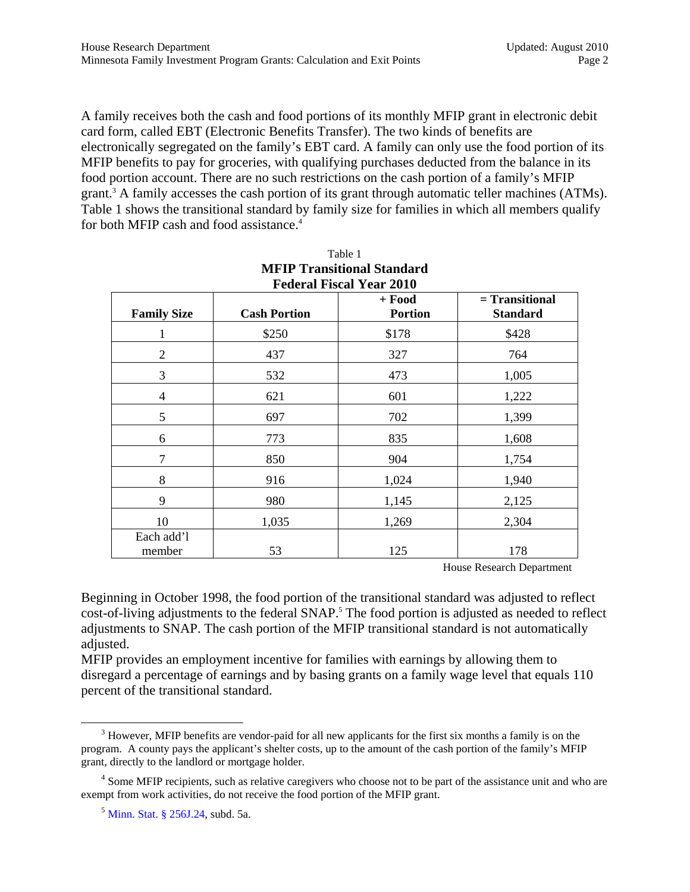A family receives both the cash and food portions of its monthly MFIP grant in electronic debit card form, called EBT (Electronic Benefits Transfer). The two kinds of benefits are electronically segregated on the family's EBT card. A family can only use the food portion of its MFIP benefits to pay for groceries, with qualifying purchases deducted from the balance in its food portion account. There are no such restrictions on the cash portion of a family's MFIP grant.[3] A family accesses the cash portion of its grant through automatic teller machines (ATMs). Table 1 shows the transitional standard by family size for families in which all members qualify for both MFIP cash and food assistance.[4]

Table 1
**MFIP Transitional Standard**
**Federal Fiscal Year 2010**

| Family Size | Cash Portion | + Food Portion | = Transitional Standard |
|---|---|---|---|
| 1 | $250 | $178 | $428 |
| 2 | 437 | 327 | 764 |
| 3 | 532 | 473 | 1,005 |
| 4 | 621 | 601 | 1,222 |
| 5 | 697 | 702 | 1,399 |
| 6 | 773 | 835 | 1,608 |
| 7 | 850 | 904 | 1,754 |
| 8 | 916 | 1,024 | 1,940 |
| 9 | 980 | 1,145 | 2,125 |
| 10 | 1,035 | 1,269 | 2,304 |
| Each add'l member | 53 | 125 | 178 |

House Research Department

Beginning in October 1998, the food portion of the transitional standard was adjusted to reflect cost-of-living adjustments to the federal SNAP.[5] The food portion is adjusted as needed to reflect adjustments to SNAP. The cash portion of the MFIP transitional standard is not automatically adjusted.

MFIP provides an employment incentive for families with earnings by allowing them to disregard a percentage of earnings and by basing grants on a family wage level that equals 110 percent of the transitional standard.

---

[3] However, MFIP benefits are vendor-paid for all new applicants for the first six months a family is on the program. A county pays the applicant's shelter costs, up to the amount of the cash portion of the family's MFIP grant, directly to the landlord or mortgage holder.

[4] Some MFIP recipients, such as relative caregivers who choose not to be part of the assistance unit and who are exempt from work activities, do not receive the food portion of the MFIP grant.

[5] Minn. Stat. § 256J.24, subd. 5a.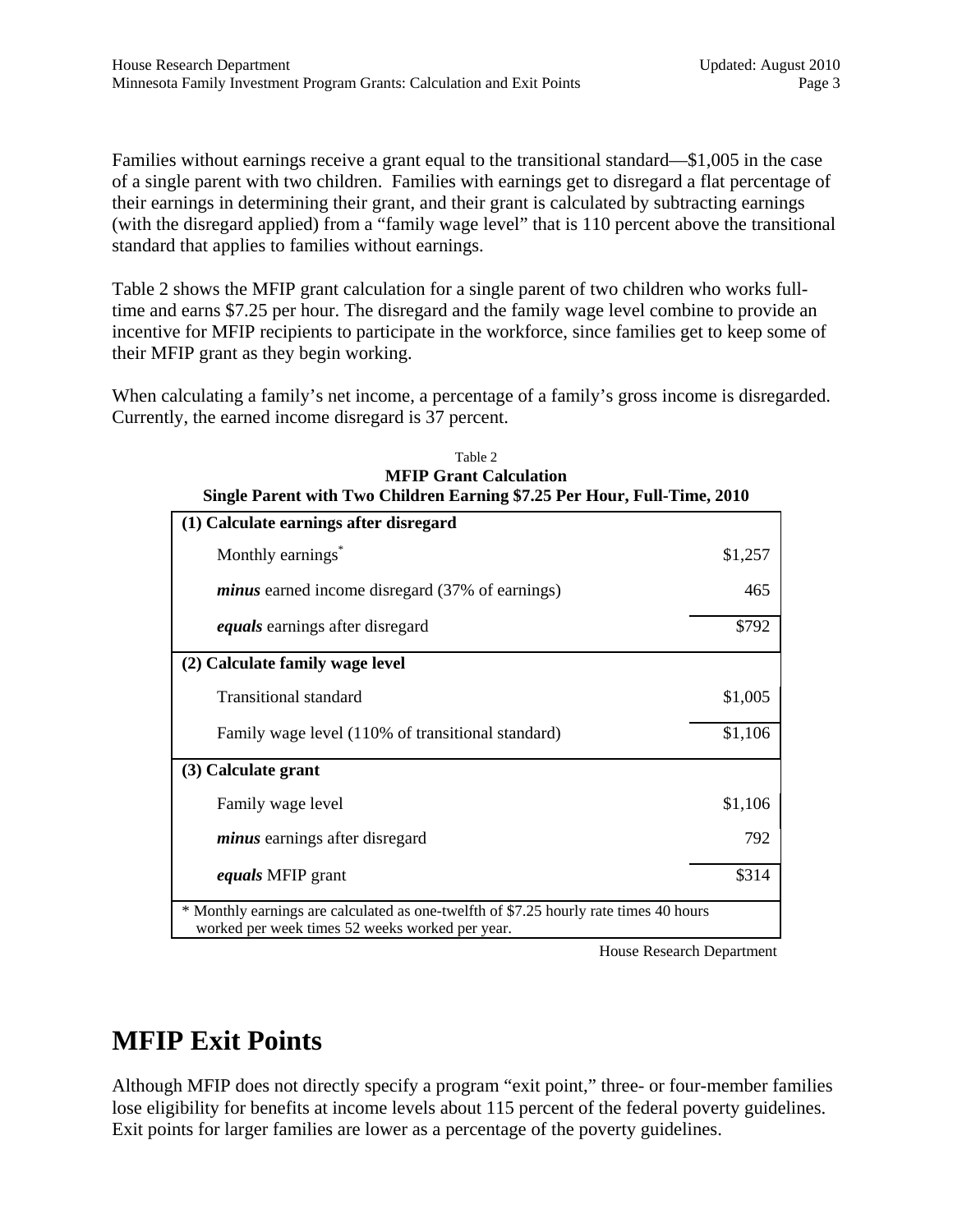Families without earnings receive a grant equal to the transitional standard—$1,005 in the case of a single parent with two children. Families with earnings get to disregard a flat percentage of their earnings in determining their grant, and their grant is calculated by subtracting earnings (with the disregard applied) from a "family wage level" that is 110 percent above the transitional standard that applies to families without earnings.

Table 2 shows the MFIP grant calculation for a single parent of two children who works full-time and earns $7.25 per hour. The disregard and the family wage level combine to provide an incentive for MFIP recipients to participate in the workforce, since families get to keep some of their MFIP grant as they begin working.

When calculating a family's net income, a percentage of a family's gross income is disregarded. Currently, the earned income disregard is 37 percent.

Table 2
**MFIP Grant Calculation**
**Single Parent with Two Children Earning $7.25 Per Hour, Full-Time, 2010**

| | |
|---|---|
| **(1) Calculate earnings after disregard** | |
| Monthly earnings* | $1,257 |
| *minus* earned income disregard (37% of earnings) | 465 |
| *equals* earnings after disregard | $792 |
| **(2) Calculate family wage level** | |
| Transitional standard | $1,005 |
| Family wage level (110% of transitional standard) | $1,106 |
| **(3) Calculate grant** | |
| Family wage level | $1,106 |
| *minus* earnings after disregard | 792 |
| *equals* MFIP grant | $314 |

\* Monthly earnings are calculated as one-twelfth of $7.25 hourly rate times 40 hours worked per week times 52 weeks worked per year.

House Research Department

# MFIP Exit Points

Although MFIP does not directly specify a program "exit point," three- or four-member families lose eligibility for benefits at income levels about 115 percent of the federal poverty guidelines. Exit points for larger families are lower as a percentage of the poverty guidelines.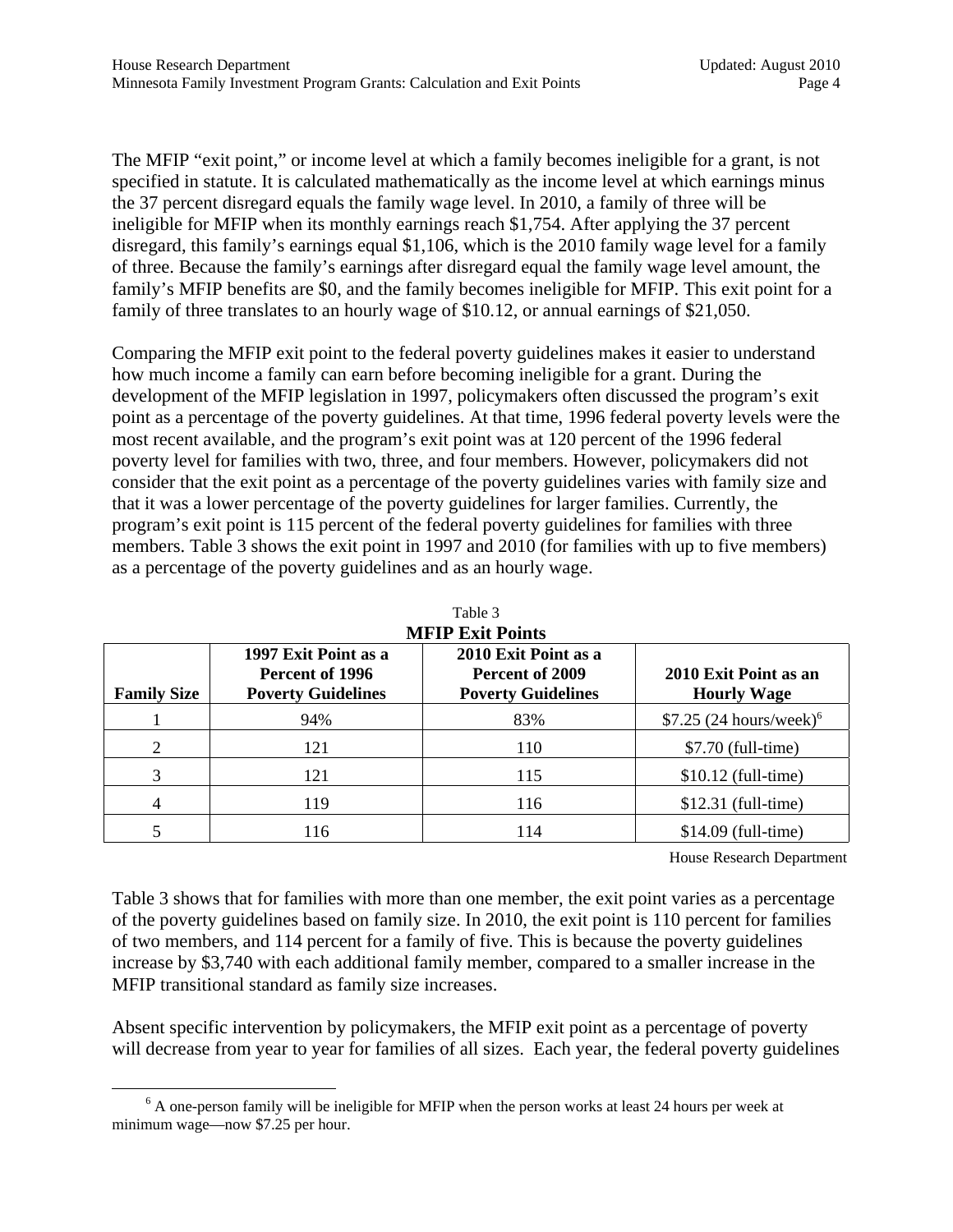The MFIP "exit point," or income level at which a family becomes ineligible for a grant, is not specified in statute. It is calculated mathematically as the income level at which earnings minus the 37 percent disregard equals the family wage level. In 2010, a family of three will be ineligible for MFIP when its monthly earnings reach $1,754. After applying the 37 percent disregard, this family's earnings equal $1,106, which is the 2010 family wage level for a family of three. Because the family's earnings after disregard equal the family wage level amount, the family's MFIP benefits are $0, and the family becomes ineligible for MFIP. This exit point for a family of three translates to an hourly wage of $10.12, or annual earnings of $21,050.

Comparing the MFIP exit point to the federal poverty guidelines makes it easier to understand how much income a family can earn before becoming ineligible for a grant. During the development of the MFIP legislation in 1997, policymakers often discussed the program's exit point as a percentage of the poverty guidelines. At that time, 1996 federal poverty levels were the most recent available, and the program's exit point was at 120 percent of the 1996 federal poverty level for families with two, three, and four members. However, policymakers did not consider that the exit point as a percentage of the poverty guidelines varies with family size and that it was a lower percentage of the poverty guidelines for larger families. Currently, the program's exit point is 115 percent of the federal poverty guidelines for families with three members. Table 3 shows the exit point in 1997 and 2010 (for families with up to five members) as a percentage of the poverty guidelines and as an hourly wage.

Table 3

**MFIP Exit Points**

| Family Size | 1997 Exit Point as a Percent of 1996 Poverty Guidelines | 2010 Exit Point as a Percent of 2009 Poverty Guidelines | 2010 Exit Point as an Hourly Wage |
|---|---|---|---|
| 1 | 94% | 83% | $7.25 (24 hours/week)[6] |
| 2 | 121 | 110 | $7.70 (full-time) |
| 3 | 121 | 115 | $10.12 (full-time) |
| 4 | 119 | 116 | $12.31 (full-time) |
| 5 | 116 | 114 | $14.09 (full-time) |

House Research Department

Table 3 shows that for families with more than one member, the exit point varies as a percentage of the poverty guidelines based on family size. In 2010, the exit point is 110 percent for families of two members, and 114 percent for a family of five. This is because the poverty guidelines increase by $3,740 with each additional family member, compared to a smaller increase in the MFIP transitional standard as family size increases.

Absent specific intervention by policymakers, the MFIP exit point as a percentage of poverty will decrease from year to year for families of all sizes. Each year, the federal poverty guidelines

[6] A one-person family will be ineligible for MFIP when the person works at least 24 hours per week at minimum wage—now $7.25 per hour.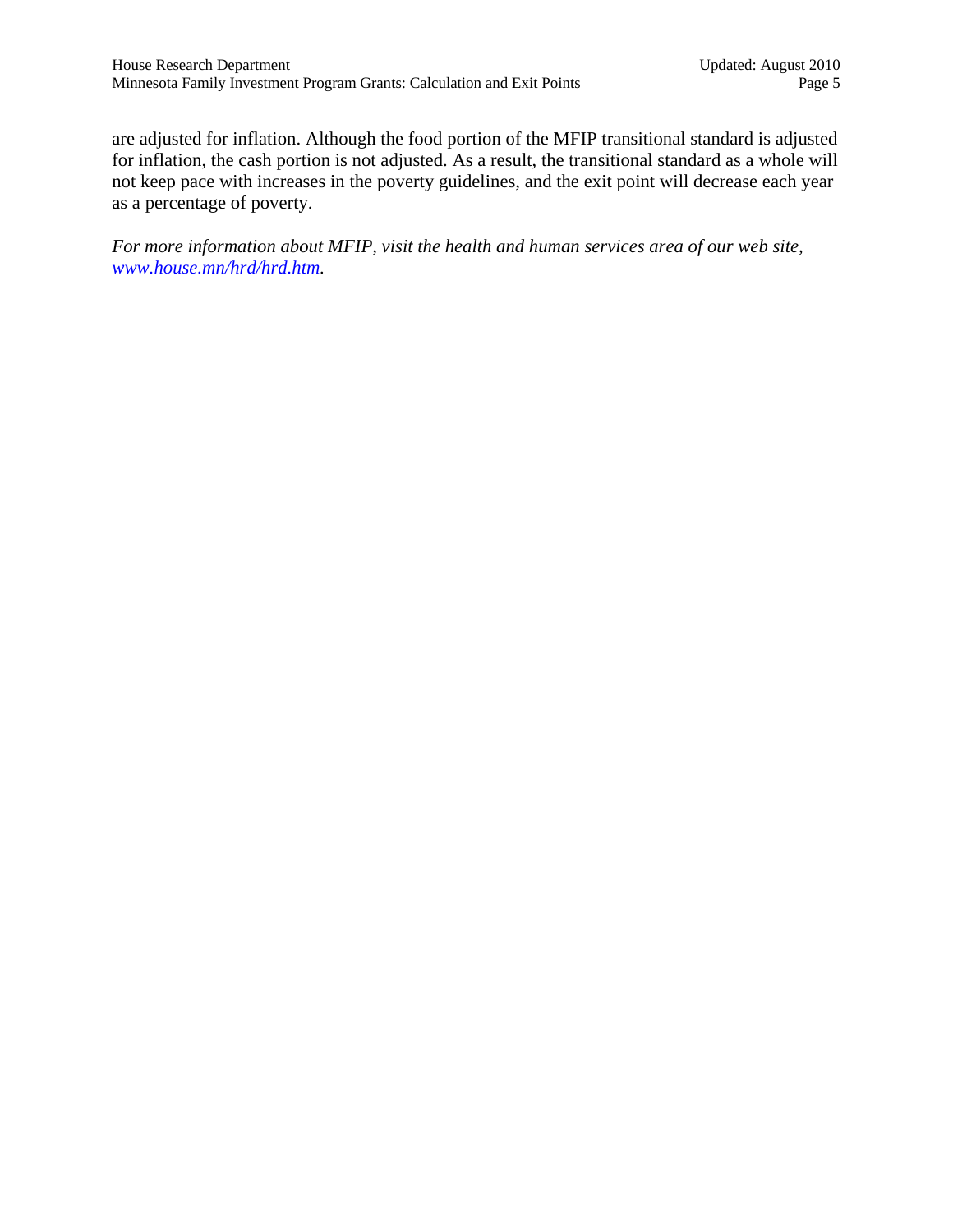are adjusted for inflation. Although the food portion of the MFIP transitional standard is adjusted for inflation, the cash portion is not adjusted. As a result, the transitional standard as a whole will not keep pace with increases in the poverty guidelines, and the exit point will decrease each year as a percentage of poverty.

*For more information about MFIP, visit the health and human services area of our web site, www.house.mn/hrd/hrd.htm.*